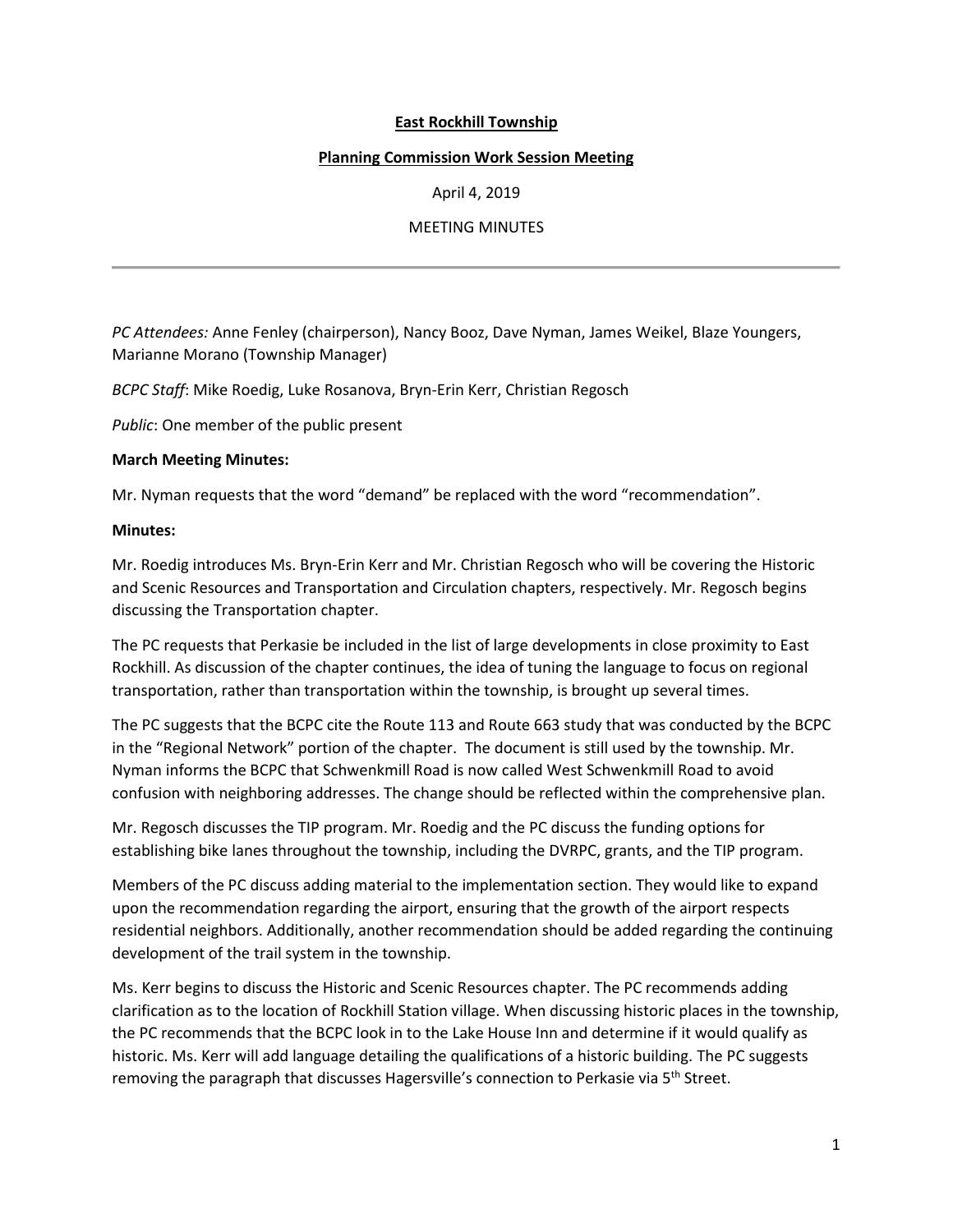**East Rockhill Township**

**Planning Commission Work Session Meeting**

April 4, 2019

MEETING MINUTES

---

*PC Attendees:* Anne Fenley (chairperson), Nancy Booz, Dave Nyman, James Weikel, Blaze Youngers, Marianne Morano (Township Manager)

*BCPC Staff*: Mike Roedig, Luke Rosanova, Bryn-Erin Kerr, Christian Regosch

*Public*: One member of the public present

**March Meeting Minutes:**

Mr. Nyman requests that the word "demand" be replaced with the word "recommendation".

**Minutes:**

Mr. Roedig introduces Ms. Bryn-Erin Kerr and Mr. Christian Regosch who will be covering the Historic and Scenic Resources and Transportation and Circulation chapters, respectively. Mr. Regosch begins discussing the Transportation chapter.

The PC requests that Perkasie be included in the list of large developments in close proximity to East Rockhill. As discussion of the chapter continues, the idea of tuning the language to focus on regional transportation, rather than transportation within the township, is brought up several times.

The PC suggests that the BCPC cite the Route 113 and Route 663 study that was conducted by the BCPC in the "Regional Network" portion of the chapter. The document is still used by the township. Mr. Nyman informs the BCPC that Schwenkmill Road is now called West Schwenkmill Road to avoid confusion with neighboring addresses. The change should be reflected within the comprehensive plan.

Mr. Regosch discusses the TIP program. Mr. Roedig and the PC discuss the funding options for establishing bike lanes throughout the township, including the DVRPC, grants, and the TIP program.

Members of the PC discuss adding material to the implementation section. They would like to expand upon the recommendation regarding the airport, ensuring that the growth of the airport respects residential neighbors. Additionally, another recommendation should be added regarding the continuing development of the trail system in the township.

Ms. Kerr begins to discuss the Historic and Scenic Resources chapter. The PC recommends adding clarification as to the location of Rockhill Station village. When discussing historic places in the township, the PC recommends that the BCPC look in to the Lake House Inn and determine if it would qualify as historic. Ms. Kerr will add language detailing the qualifications of a historic building. The PC suggests removing the paragraph that discusses Hagersville's connection to Perkasie via 5th Street.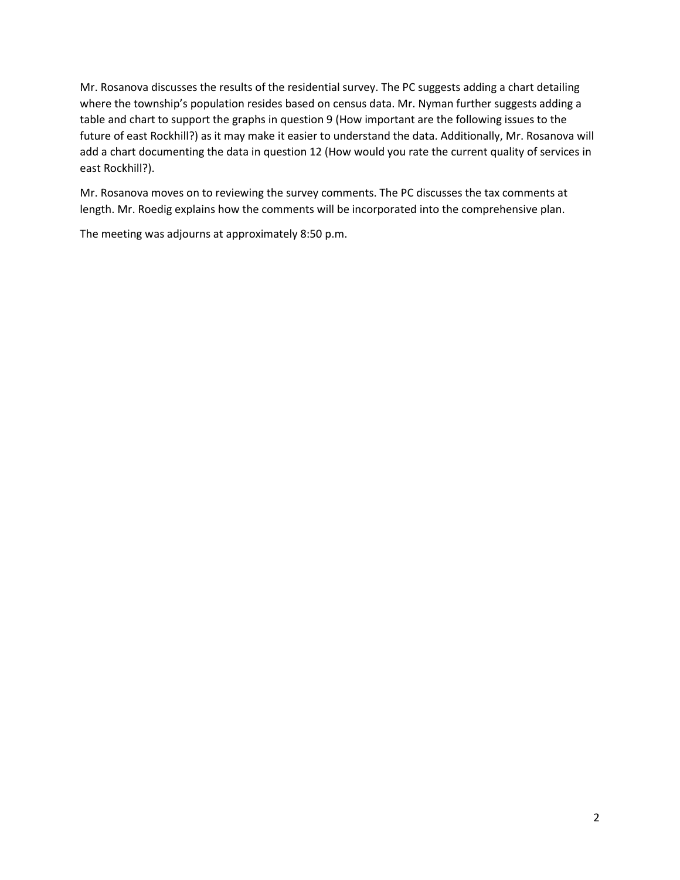Mr. Rosanova discusses the results of the residential survey. The PC suggests adding a chart detailing where the township's population resides based on census data. Mr. Nyman further suggests adding a table and chart to support the graphs in question 9 (How important are the following issues to the future of east Rockhill?) as it may make it easier to understand the data. Additionally, Mr. Rosanova will add a chart documenting the data in question 12 (How would you rate the current quality of services in east Rockhill?).

Mr. Rosanova moves on to reviewing the survey comments. The PC discusses the tax comments at length. Mr. Roedig explains how the comments will be incorporated into the comprehensive plan.

The meeting was adjourns at approximately 8:50 p.m.